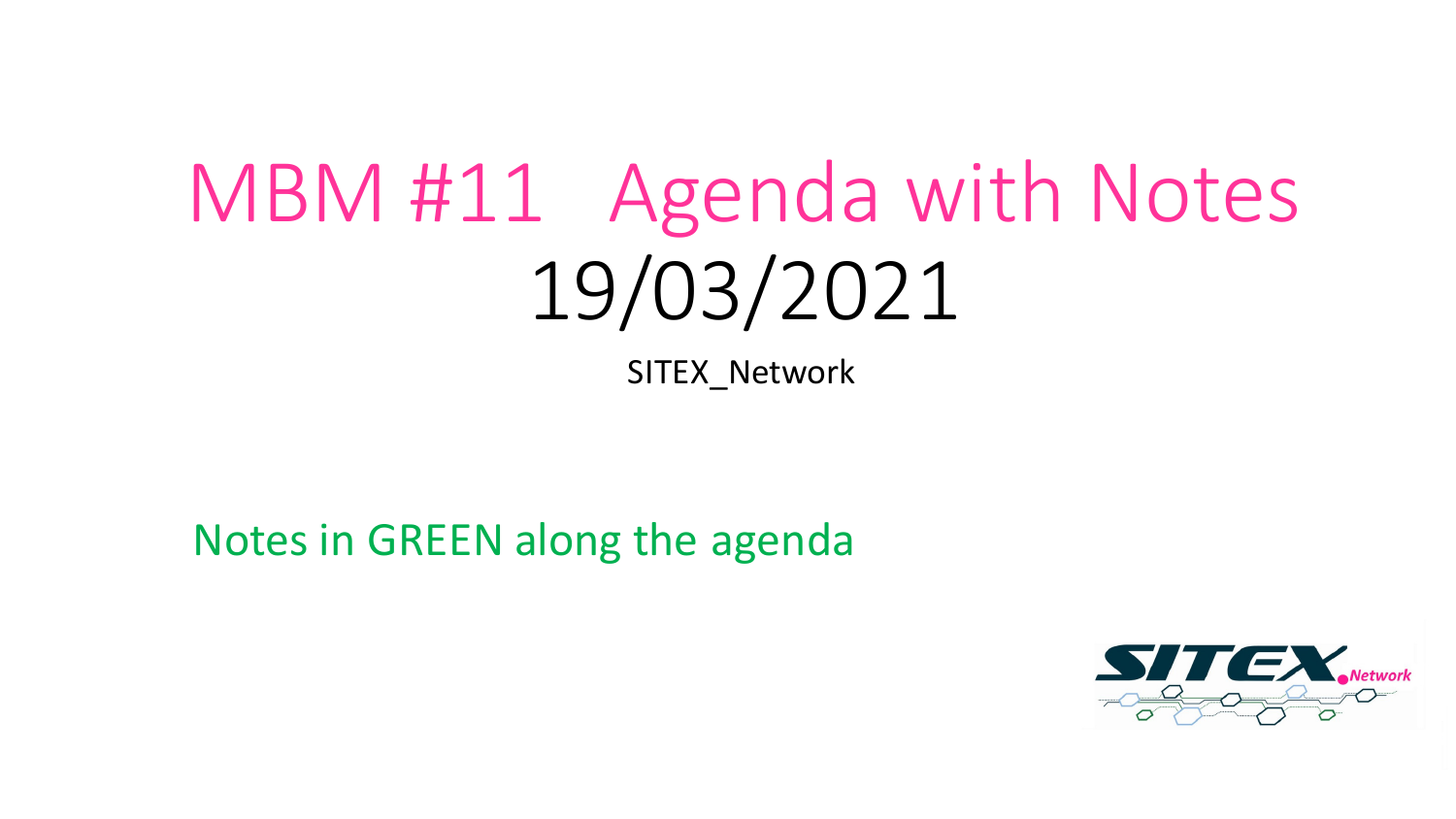# MBM #11 Agenda with Notes

# 19/03/2021

SITEX_Network

Notes in GREEN along the agenda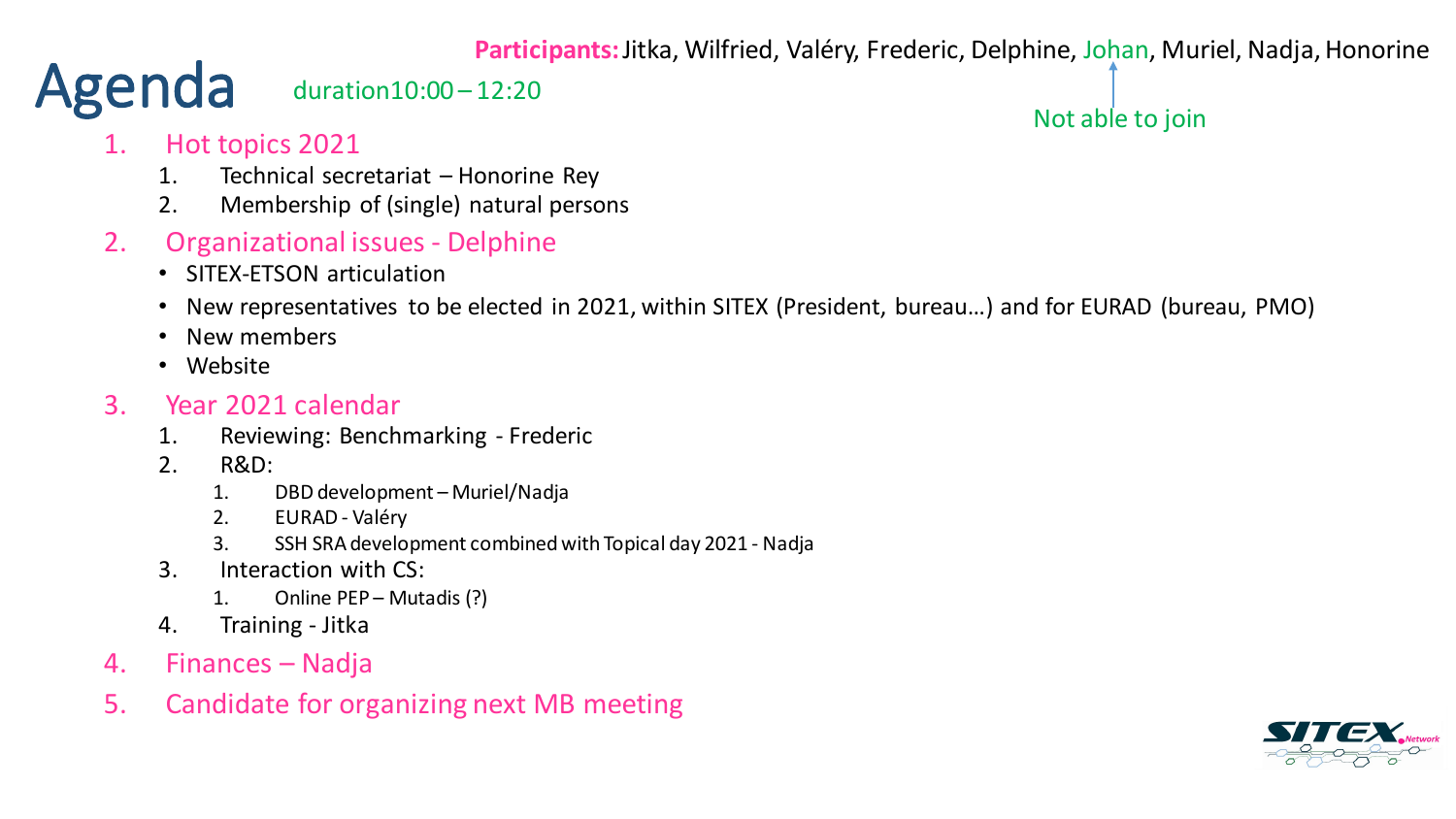**Participants:** Jitka, Wilfried, Valéry, Frederic, Delphine, Johan, Muriel, Nadja, Honorine

# Agenda

duration10:00 – 12:20

Not able to join

1. Hot topics 2021
   1. Technical secretariat – Honorine Rey
   2. Membership of (single) natural persons
2. Organizational issues - Delphine
   - SITEX-ETSON articulation
   - New representatives to be elected in 2021, within SITEX (President, bureau…) and for EURAD (bureau, PMO)
   - New members
   - Website
3. Year 2021 calendar
   1. Reviewing: Benchmarking - Frederic
   2. R&D:
      1. DBD development – Muriel/Nadja
      2. EURAD - Valéry
      3. SSH SRA development combined with Topical day 2021 - Nadja
   3. Interaction with CS:
      1. Online PEP – Mutadis (?)
   4. Training - Jitka
4. Finances – Nadja
5. Candidate for organizing next MB meeting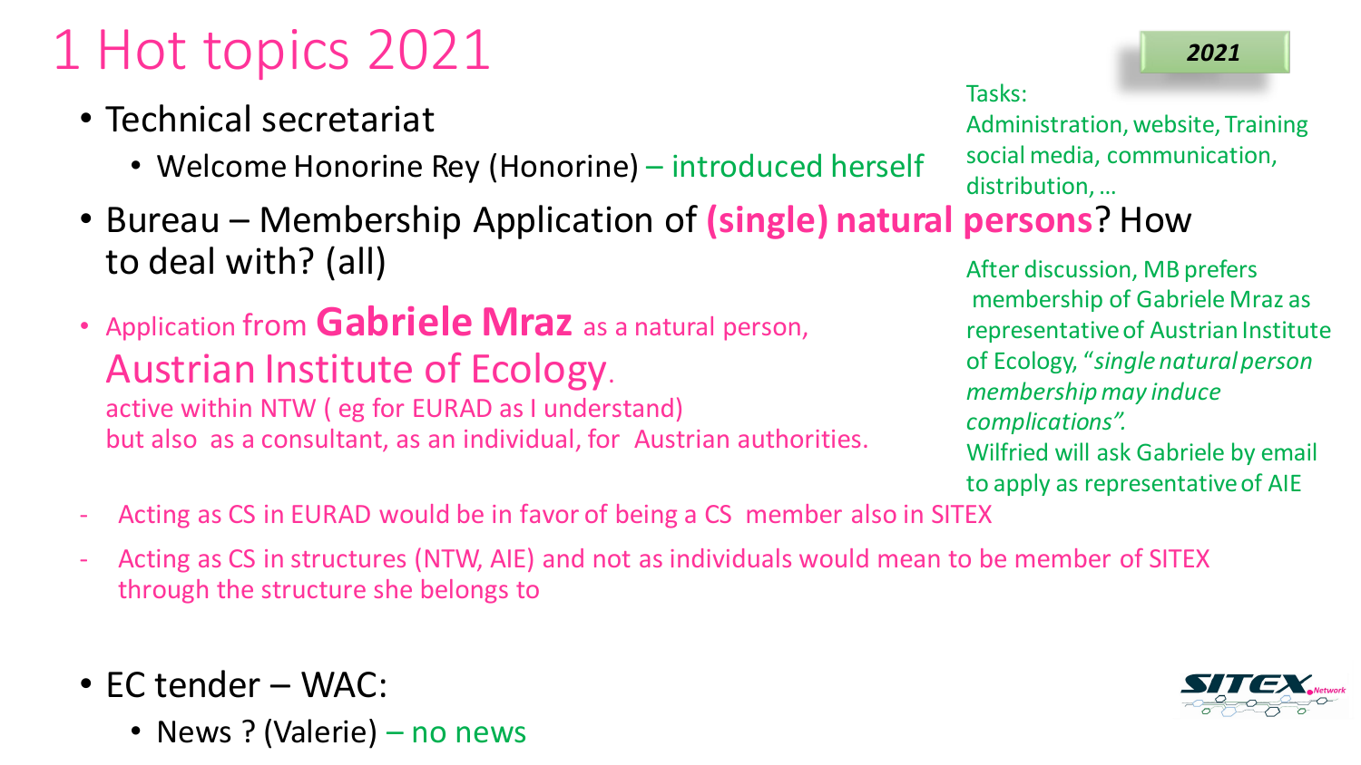# 1 Hot topics 2021

2021

- Technical secretariat
  - Welcome Honorine Rey (Honorine) – introduced herself

Tasks:
Administration, website, Training social media, communication, distribution, …

- Bureau – Membership Application of **(single) natural persons**? How to deal with? (all)

- Application from **Gabriele Mraz** as a natural person, Austrian Institute of Ecology.
  active within NTW ( eg for EURAD as I understand)
  but also as a consultant, as an individual, for Austrian authorities.

After discussion, MB prefers membership of Gabriele Mraz as representative of Austrian Institute of Ecology, "*single natural person membership may induce complications".*
Wilfried will ask Gabriele by email to apply as representative of AIE

- Acting as CS in EURAD would be in favor of being a CS member also in SITEX
- Acting as CS in structures (NTW, AIE) and not as individuals would mean to be member of SITEX through the structure she belongs to

- EC tender – WAC:
  - News ? (Valerie) – no news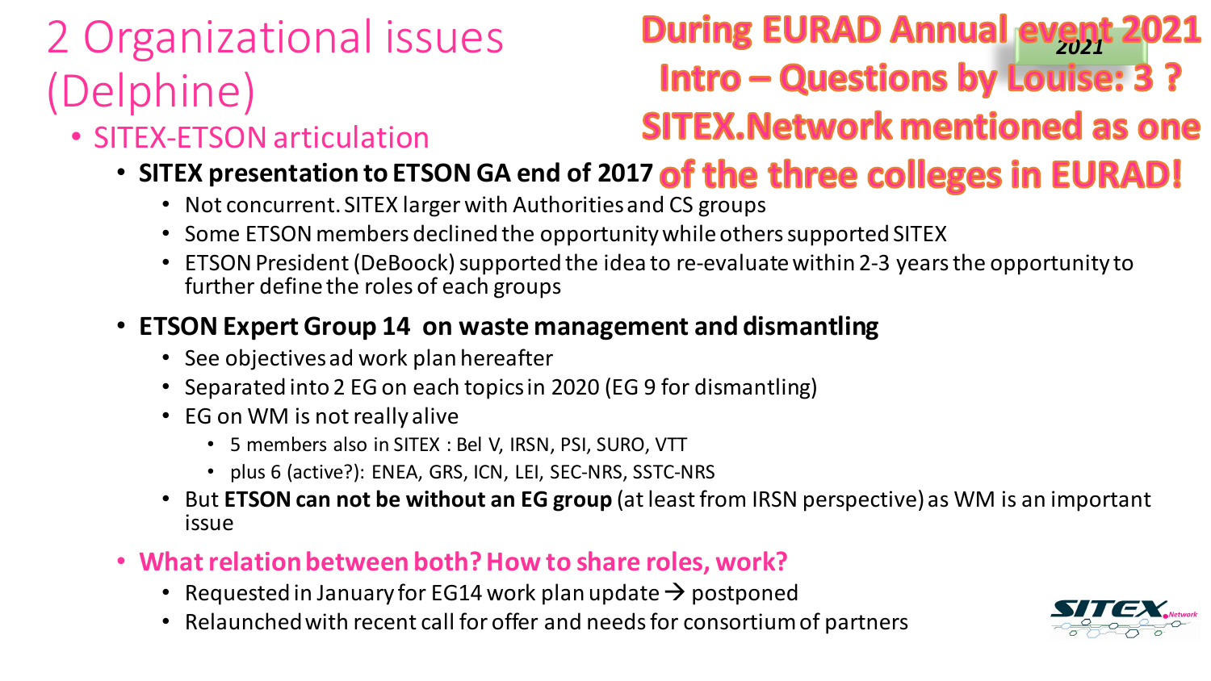# 2 Organizational issues (Delphine)

**During EURAD Annual event 2021**
**Intro – Questions by Louise: 3 ?**
**SITEX.Network mentioned as one of the three colleges in EURAD!**

*2021*

- SITEX-ETSON articulation
  - **SITEX presentation to ETSON GA end of 2017**
    - Not concurrent. SITEX larger with Authorities and CS groups
    - Some ETSON members declined the opportunity while others supported SITEX
    - ETSON President (DeBoock) supported the idea to re-evaluate within 2-3 years the opportunity to further define the roles of each groups
  - **ETSON Expert Group 14 on waste management and dismantling**
    - See objectives ad work plan hereafter
    - Separated into 2 EG on each topics in 2020 (EG 9 for dismantling)
    - EG on WM is not really alive
      - 5 members also in SITEX : Bel V, IRSN, PSI, SURO, VTT
      - plus 6 (active?): ENEA, GRS, ICN, LEI, SEC-NRS, SSTC-NRS
    - But **ETSON can not be without an EG group** (at least from IRSN perspective) as WM is an important issue
  - **What relation between both? How to share roles, work?**
    - Requested in January for EG14 work plan update → postponed
    - Relaunched with recent call for offer and needs for consortium of partners

SITEX.Network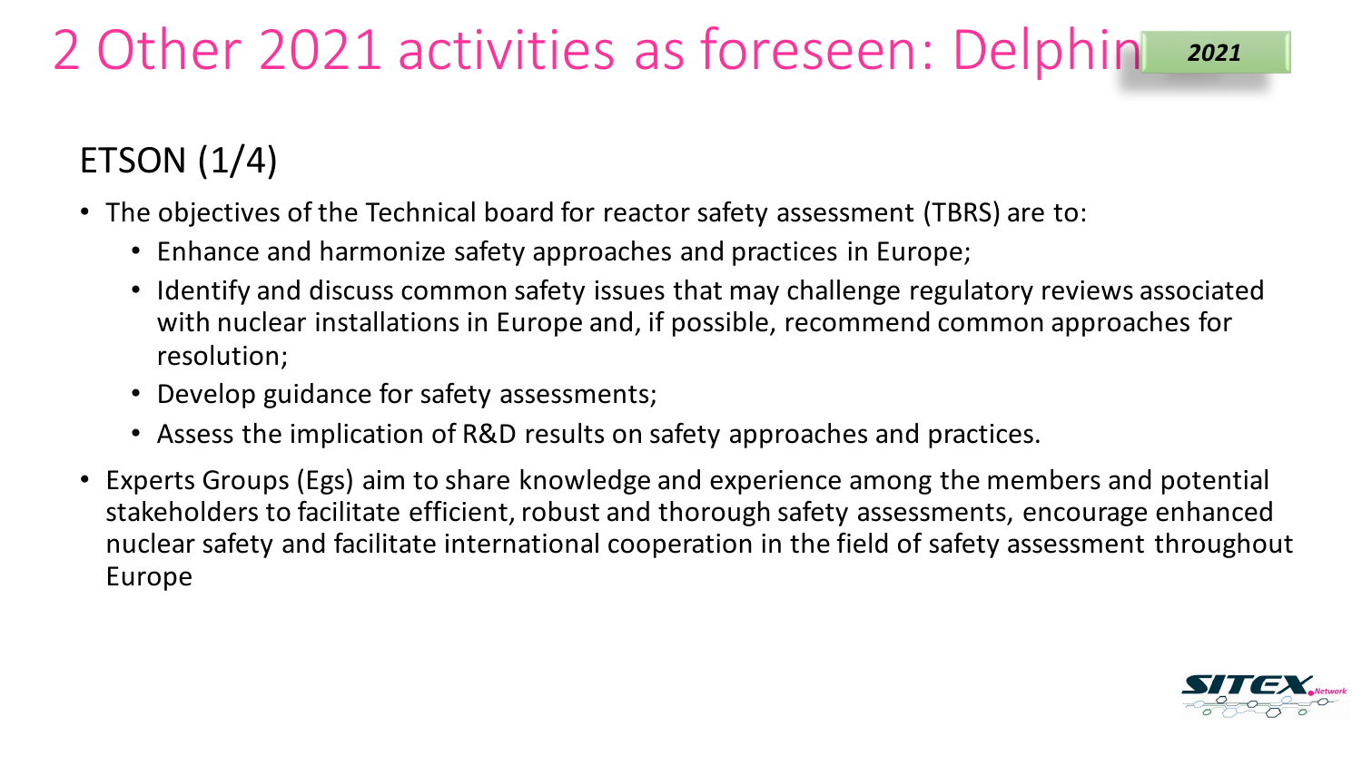# 2 Other 2021 activities as foreseen: Delphine

**2021**

## ETSON (1/4)

- The objectives of the Technical board for reactor safety assessment (TBRS) are to:
  - Enhance and harmonize safety approaches and practices in Europe;
  - Identify and discuss common safety issues that may challenge regulatory reviews associated with nuclear installations in Europe and, if possible, recommend common approaches for resolution;
  - Develop guidance for safety assessments;
  - Assess the implication of R&D results on safety approaches and practices.
- Experts Groups (Egs) aim to share knowledge and experience among the members and potential stakeholders to facilitate efficient, robust and thorough safety assessments, encourage enhanced nuclear safety and facilitate international cooperation in the field of safety assessment throughout Europe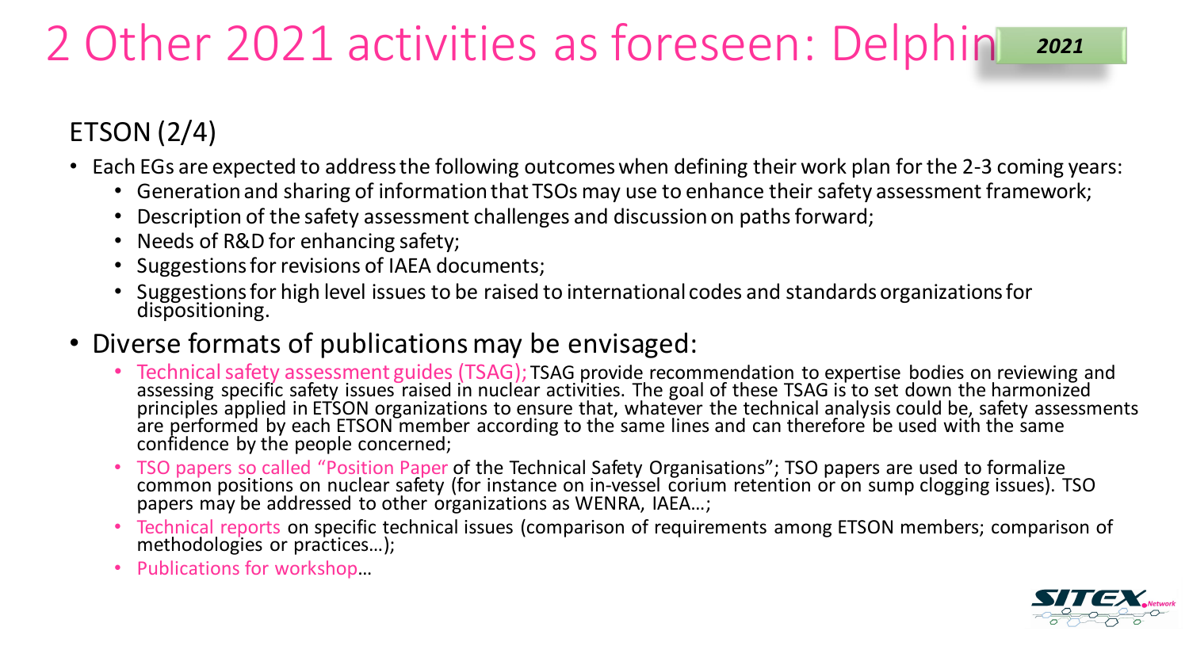# 2 Other 2021 activities as foreseen: Delphin

*2021*

## ETSON (2/4)

- Each EGs are expected to address the following outcomes when defining their work plan for the 2-3 coming years:
  - Generation and sharing of information that TSOs may use to enhance their safety assessment framework;
  - Description of the safety assessment challenges and discussion on paths forward;
  - Needs of R&D for enhancing safety;
  - Suggestions for revisions of IAEA documents;
  - Suggestions for high level issues to be raised to international codes and standards organizations for dispositioning.
- Diverse formats of publications may be envisaged:
  - Technical safety assessment guides (TSAG); TSAG provide recommendation to expertise bodies on reviewing and assessing specific safety issues raised in nuclear activities. The goal of these TSAG is to set down the harmonized principles applied in ETSON organizations to ensure that, whatever the technical analysis could be, safety assessments are performed by each ETSON member according to the same lines and can therefore be used with the same confidence by the people concerned;
  - TSO papers so called "Position Paper of the Technical Safety Organisations"; TSO papers are used to formalize common positions on nuclear safety (for instance on in-vessel corium retention or on sump clogging issues). TSO papers may be addressed to other organizations as WENRA, IAEA…;
  - Technical reports on specific technical issues (comparison of requirements among ETSON members; comparison of methodologies or practices…);
  - Publications for workshop…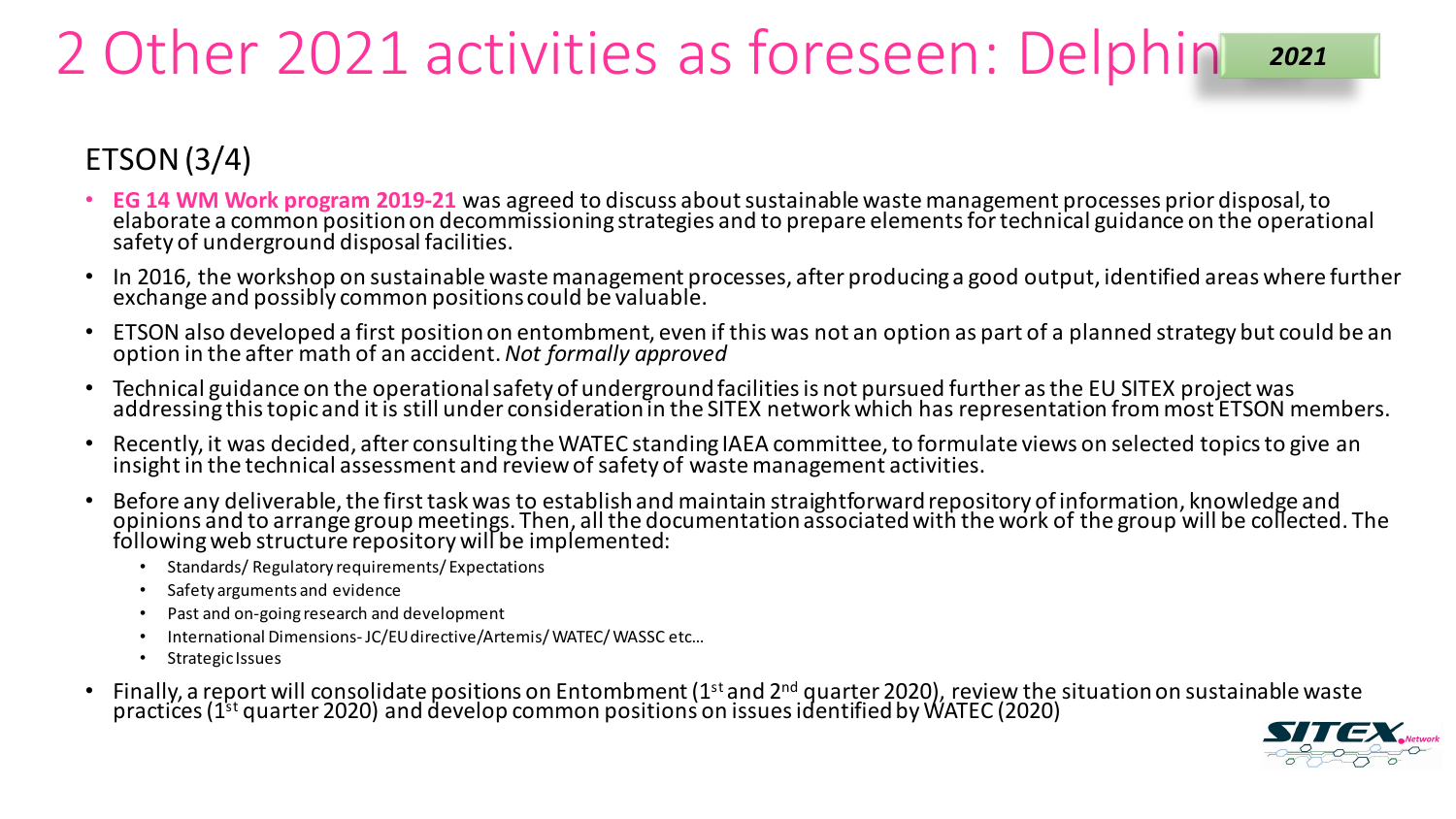# 2 Other 2021 activities as foreseen: Delphin

**2021**

## ETSON (3/4)

- **EG 14 WM Work program 2019-21** was agreed to discuss about sustainable waste management processes prior disposal, to elaborate a common position on decommissioning strategies and to prepare elements for technical guidance on the operational safety of underground disposal facilities.
- In 2016, the workshop on sustainable waste management processes, after producing a good output, identified areas where further exchange and possibly common positions could be valuable.
- ETSON also developed a first position on entombment, even if this was not an option as part of a planned strategy but could be an option in the after math of an accident. *Not formally approved*
- Technical guidance on the operational safety of underground facilities is not pursued further as the EU SITEX project was addressing this topic and it is still under consideration in the SITEX network which has representation from most ETSON members.
- Recently, it was decided, after consulting the WATEC standing IAEA committee, to formulate views on selected topics to give an insight in the technical assessment and review of safety of waste management activities.
- Before any deliverable, the first task was to establish and maintain straightforward repository of information, knowledge and opinions and to arrange group meetings. Then, all the documentation associated with the work of the group will be collected. The following web structure repository will be implemented:
  - Standards/ Regulatory requirements/ Expectations
  - Safety arguments and evidence
  - Past and on-going research and development
  - International Dimensions- JC/EU directive/Artemis/ WATEC/ WASSC etc…
  - Strategic Issues
- Finally, a report will consolidate positions on Entombment (1st and 2nd quarter 2020), review the situation on sustainable waste practices (1st quarter 2020) and develop common positions on issues identified by WATEC (2020)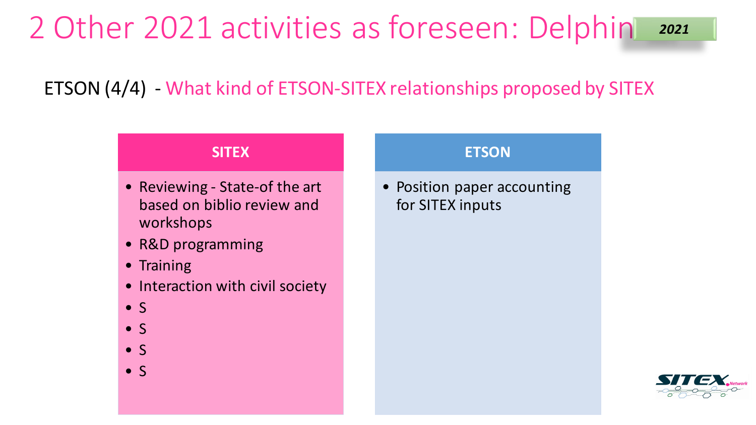# 2 Other 2021 activities as foreseen: Delphin

*2021*

ETSON (4/4) - What kind of ETSON-SITEX relationships proposed by SITEX

| SITEX | ETSON |
| --- | --- |
| • Reviewing - State-of the art based on biblio review and workshops<br>• R&D programming<br>• Training<br>• Interaction with civil society<br>• S<br>• S<br>• S<br>• S | • Position paper accounting for SITEX inputs |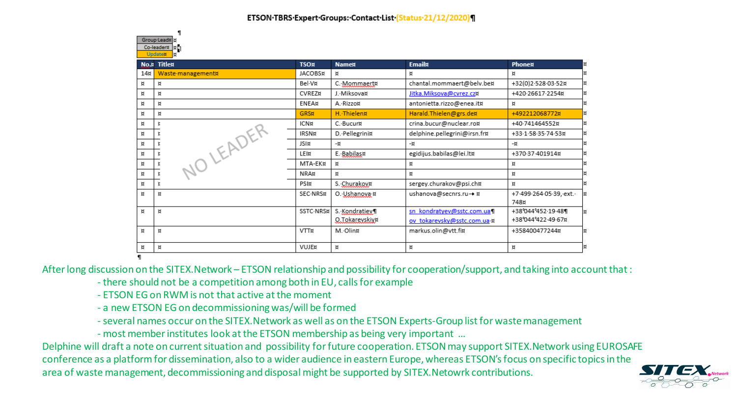# ETSON TBRS Expert Groups: Contact List (Status 21/12/2020)

| Group Leader |
|---|
| Co-leader |
| Update |

| No. | Title | TSO | Name | Email | Phone |
|---|---|---|---|---|---|
| 14 | Waste management | JACOBS | | | |
| | | Bel-V | C. Mommaert | chantal.mommaert@belv.be | +32(0)2 528 03 52 |
| | | CVREZ | J. Miksova | Jitka.Miksova@cvrez.cz | +420 26617 2254 |
| | | ENEA | A. Rizzo | antonietta.rizzo@enea.it | |
| | | GRS | H. Thielen | Harald.Thielen@grs.de | +492212068772 |
| | NO LEADER | ICN | C. Bucur | crina.bucur@nuclear.ro | +40 741464552 |
| | | IRSN | D. Pellegrini | delphine.pellegrini@irsn.fr | +33 1 58 35 74 53 |
| | | JSI | - | - | - |
| | | LEI | E. Babilas | egidijus.babilas@lei.lt | +370 37 401914 |
| | | MTA-EK | | | |
| | | NRA | | | |
| | | PSI | S. Churakov | sergey.churakov@psi.ch | |
| | | SEC-NRS | O. Ushanova | ushanova@secnrs.ru | +7 499 264 05 39, ext. 748 |
| | | SSTC-NRS | S. Kondratiev<br>O.Tokarevskiy | sn_kondratyev@sstc.com.ua<br>ov_tokarevsky@sstc.com.ua | +38 044 452 19 48<br>+38 044 422 49 67 |
| | | VTT | M. Olin | markus.olin@vtt.fi | +358400477244 |
| | | VUJE | | | |

After long discussion on the SITEX.Network – ETSON relationship and possibility for cooperation/support, and taking into account that :

- there should not be a competition among both in EU, calls for example
- ETSON EG on RWM is not that active at the moment
- a new ETSON EG on decommissioning was/will be formed
- several names occur on the SITEX.Network as well as on the ETSON Experts-Group list for waste management
- most member institutes look at the ETSON membership as being very important …

Delphine will draft a note on current situation and possibility for future cooperation. ETSON may support SITEX.Network using EUROSAFE conference as a platform for dissemination, also to a wider audience in eastern Europe, whereas ETSON's focus on specific topics in the area of waste management, decommissioning and disposal might be supported by SITEX.Netowrk contributions.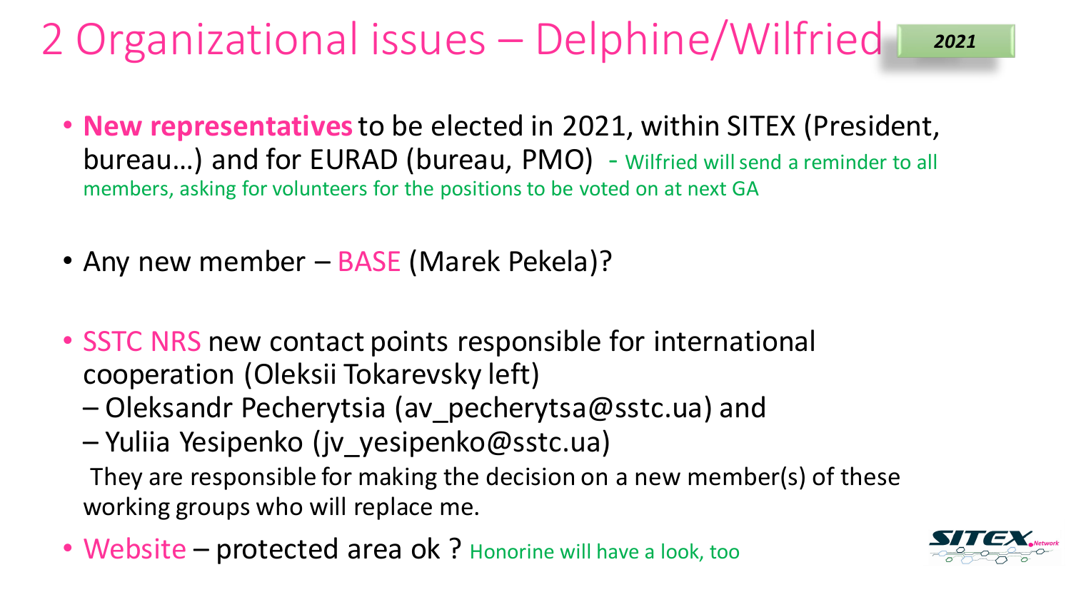# 2 Organizational issues – Delphine/Wilfried

**2021**

- **New representatives** to be elected in 2021, within SITEX (President, bureau…) and for EURAD (bureau, PMO) - Wilfried will send a reminder to all members, asking for volunteers for the positions to be voted on at next GA

- Any new member – BASE (Marek Pekela)?

- SSTC NRS new contact points responsible for international cooperation (Oleksii Tokarevsky left)
  - Oleksandr Pecherytsia (av_pecherytsa@sstc.ua) and
  - Yuliia Yesipenko (jv_yesipenko@sstc.ua)

  They are responsible for making the decision on a new member(s) of these working groups who will replace me.

- Website – protected area ok ? Honorine will have a look, too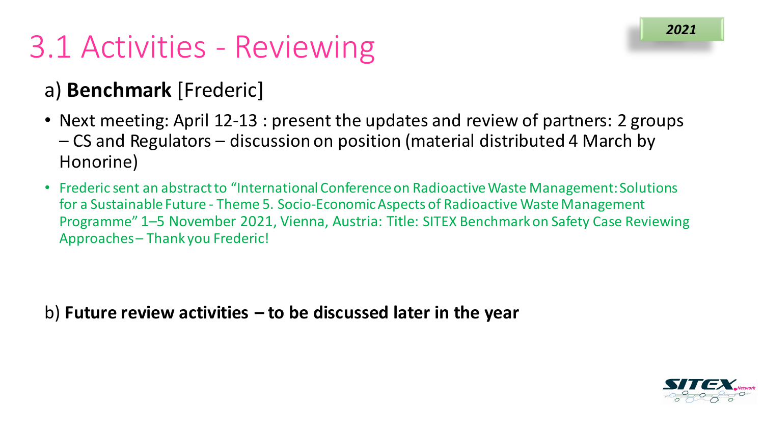# 3.1 Activities - Reviewing

*2021*

a) **Benchmark** [Frederic]

- Next meeting: April 12-13 : present the updates and review of partners: 2 groups – CS and Regulators – discussion on position (material distributed 4 March by Honorine)
- Frederic sent an abstract to "International Conference on Radioactive Waste Management: Solutions for a Sustainable Future - Theme 5. Socio-Economic Aspects of Radioactive Waste Management Programme" 1–5 November 2021, Vienna, Austria: Title: SITEX Benchmark on Safety Case Reviewing Approaches – Thank you Frederic!

b) **Future review activities – to be discussed later in the year**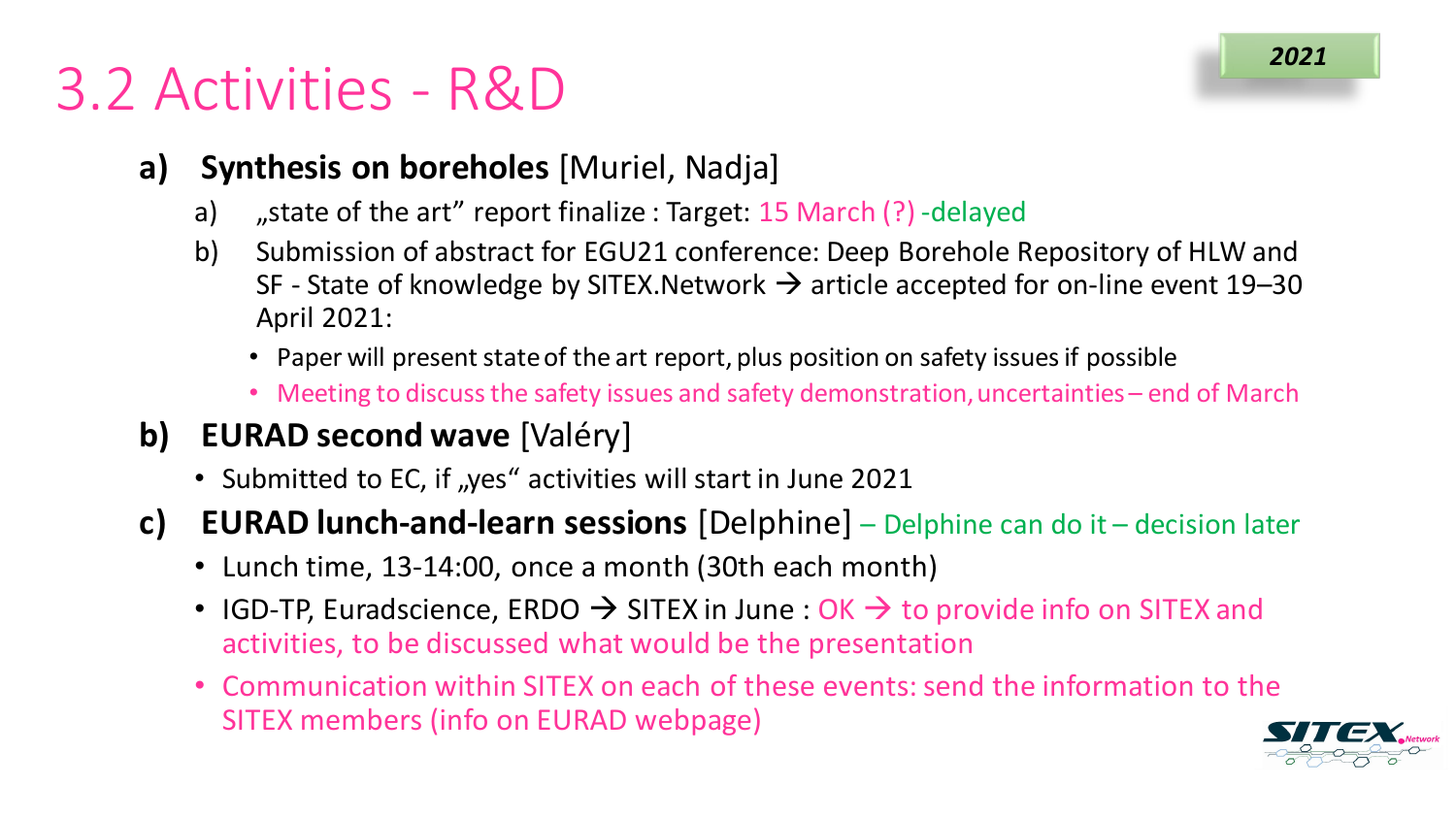# 3.2 Activities - R&D

*2021*

- **a) Synthesis on boreholes** [Muriel, Nadja]
  - a) „state of the art" report finalize : Target: 15 March (?) -delayed
  - b) Submission of abstract for EGU21 conference: Deep Borehole Repository of HLW and SF - State of knowledge by SITEX.Network → article accepted for on-line event 19–30 April 2021:
    - Paper will present state of the art report, plus position on safety issues if possible
    - Meeting to discuss the safety issues and safety demonstration, uncertainties – end of March
- **b) EURAD second wave** [Valéry]
  - Submitted to EC, if „yes" activities will start in June 2021
- **c) EURAD lunch-and-learn sessions** [Delphine] – Delphine can do it – decision later
  - Lunch time, 13-14:00, once a month (30th each month)
  - IGD-TP, Euradscience, ERDO → SITEX in June : OK → to provide info on SITEX and activities, to be discussed what would be the presentation
  - Communication within SITEX on each of these events: send the information to the SITEX members (info on EURAD webpage)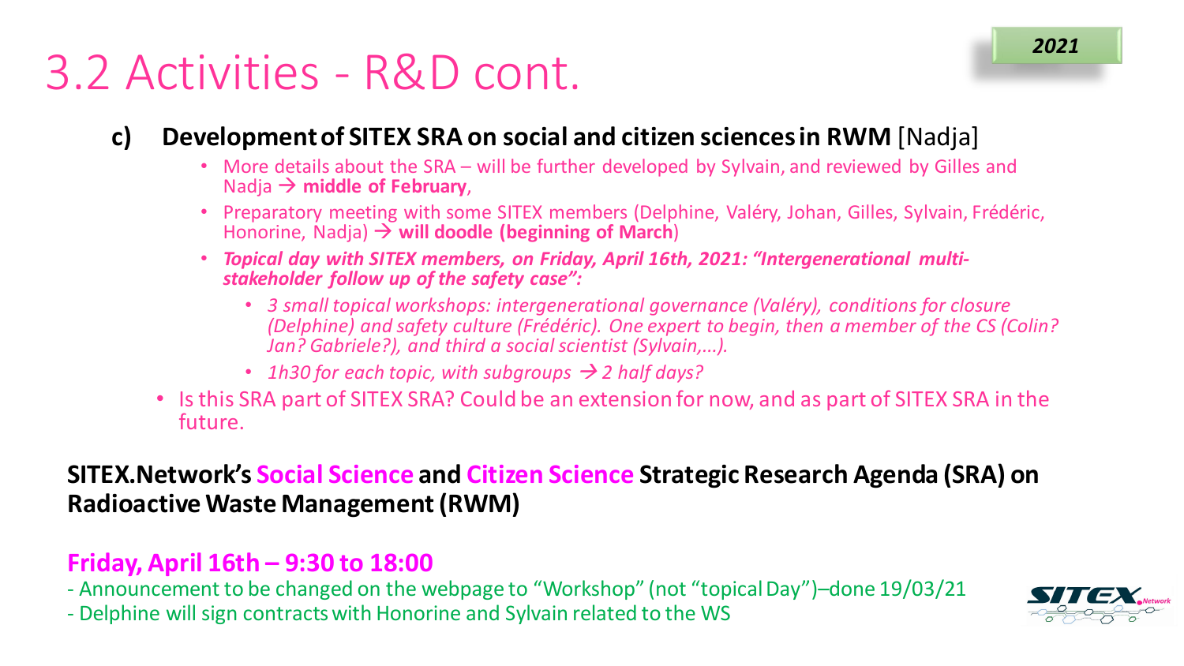# 3.2 Activities - R&D cont.

2021

**c) Development of SITEX SRA on social and citizen sciences in RWM** [Nadja]

- More details about the SRA – will be further developed by Sylvain, and reviewed by Gilles and Nadja → **middle of February**,
- Preparatory meeting with some SITEX members (Delphine, Valéry, Johan, Gilles, Sylvain, Frédéric, Honorine, Nadja) → **will doodle (beginning of March**)
- ***Topical day with SITEX members, on Friday, April 16th, 2021: "Intergenerational multi-stakeholder follow up of the safety case":***
  - *3 small topical workshops: intergenerational governance (Valéry), conditions for closure (Delphine) and safety culture (Frédéric). One expert to begin, then a member of the CS (Colin? Jan? Gabriele?), and third a social scientist (Sylvain,…).*
  - *1h30 for each topic, with subgroups → 2 half days?*
- Is this SRA part of SITEX SRA? Could be an extension for now, and as part of SITEX SRA in the future.

**SITEX.Network's Social Science and Citizen Science Strategic Research Agenda (SRA) on Radioactive Waste Management (RWM)**

**Friday, April 16th – 9:30 to 18:00**

- Announcement to be changed on the webpage to "Workshop" (not "topical Day")–done 19/03/21
- Delphine will sign contracts with Honorine and Sylvain related to the WS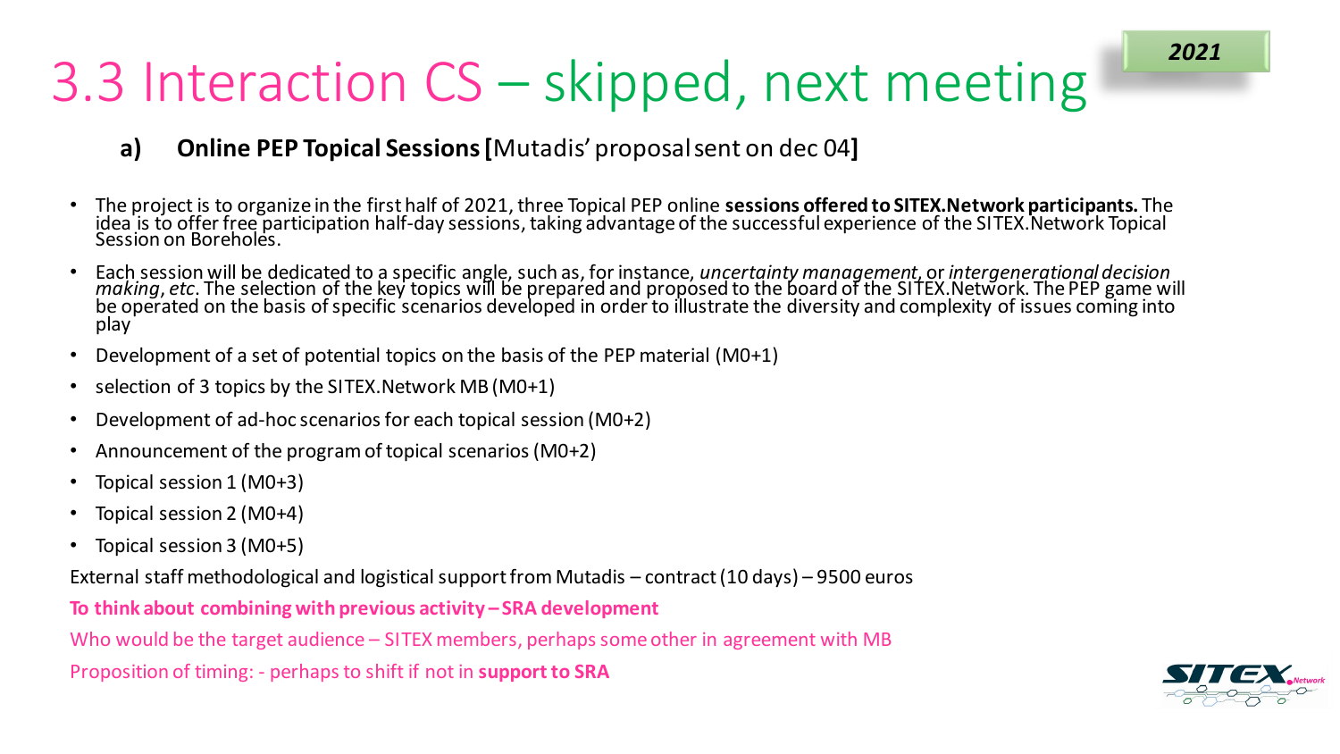# 3.3 Interaction CS – skipped, next meeting

2021

**a) Online PEP Topical Sessions [**Mutadis' proposal sent on dec 04**]**

- The project is to organize in the first half of 2021, three Topical PEP online **sessions offered to SITEX.Network participants.** The idea is to offer free participation half-day sessions, taking advantage of the successful experience of the SITEX.Network Topical Session on Boreholes.
- Each session will be dedicated to a specific angle, such as, for instance, *uncertainty management*, or *intergenerational decision making*, *etc*. The selection of the key topics will be prepared and proposed to the board of the SITEX.Network. The PEP game will be operated on the basis of specific scenarios developed in order to illustrate the diversity and complexity of issues coming into play
- Development of a set of potential topics on the basis of the PEP material (M0+1)
- selection of 3 topics by the SITEX.Network MB (M0+1)
- Development of ad-hoc scenarios for each topical session (M0+2)
- Announcement of the program of topical scenarios (M0+2)
- Topical session 1 (M0+3)
- Topical session 2 (M0+4)
- Topical session 3 (M0+5)

External staff methodological and logistical support from Mutadis – contract (10 days) – 9500 euros

**To think about combining with previous activity – SRA development**

Who would be the target audience – SITEX members, perhaps some other in agreement with MB

Proposition of timing: - perhaps to shift if not in **support to SRA**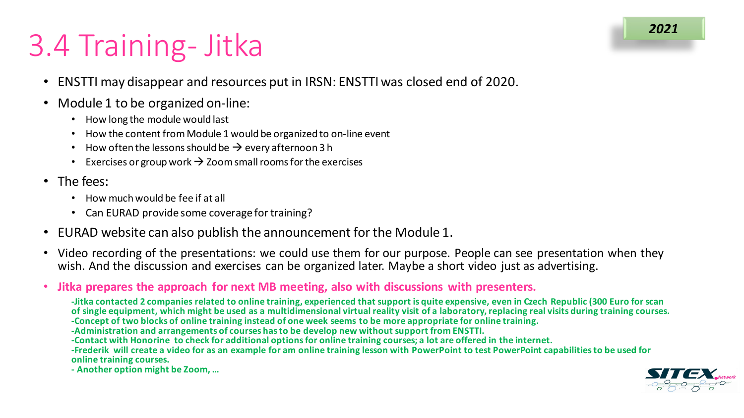# 3.4 Training- Jitka

**2021**

- ENSTTI may disappear and resources put in IRSN: ENSTTI was closed end of 2020.
- Module 1 to be organized on-line:
  - How long the module would last
  - How the content from Module 1 would be organized to on-line event
  - How often the lessons should be → every afternoon 3 h
  - Exercises or group work → Zoom small rooms for the exercises
- The fees:
  - How much would be fee if at all
  - Can EURAD provide some coverage for training?
- EURAD website can also publish the announcement for the Module 1.
- Video recording of the presentations: we could use them for our purpose. People can see presentation when they wish. And the discussion and exercises can be organized later. Maybe a short video just as advertising.
- **Jitka prepares the approach for next MB meeting, also with discussions with presenters.**

  **-Jitka contacted 2 companies related to online training, experienced that support is quite expensive, even in Czech Republic (300 Euro for scan of single equipment, which might be used as a multidimensional virtual reality visit of a laboratory, replacing real visits during training courses.**
  **-Concept of two blocks of online training instead of one week seems to be more appropriate for online training.**
  **-Administration and arrangements of courses has to be develop new without support from ENSTTI.**
  **-Contact with Honorine to check for additional options for online training courses; a lot are offered in the internet.**
  **-Frederik will create a video for as an example for am online training lesson with PowerPoint to test PowerPoint capabilities to be used for online training courses.**
  **- Another option might be Zoom, …**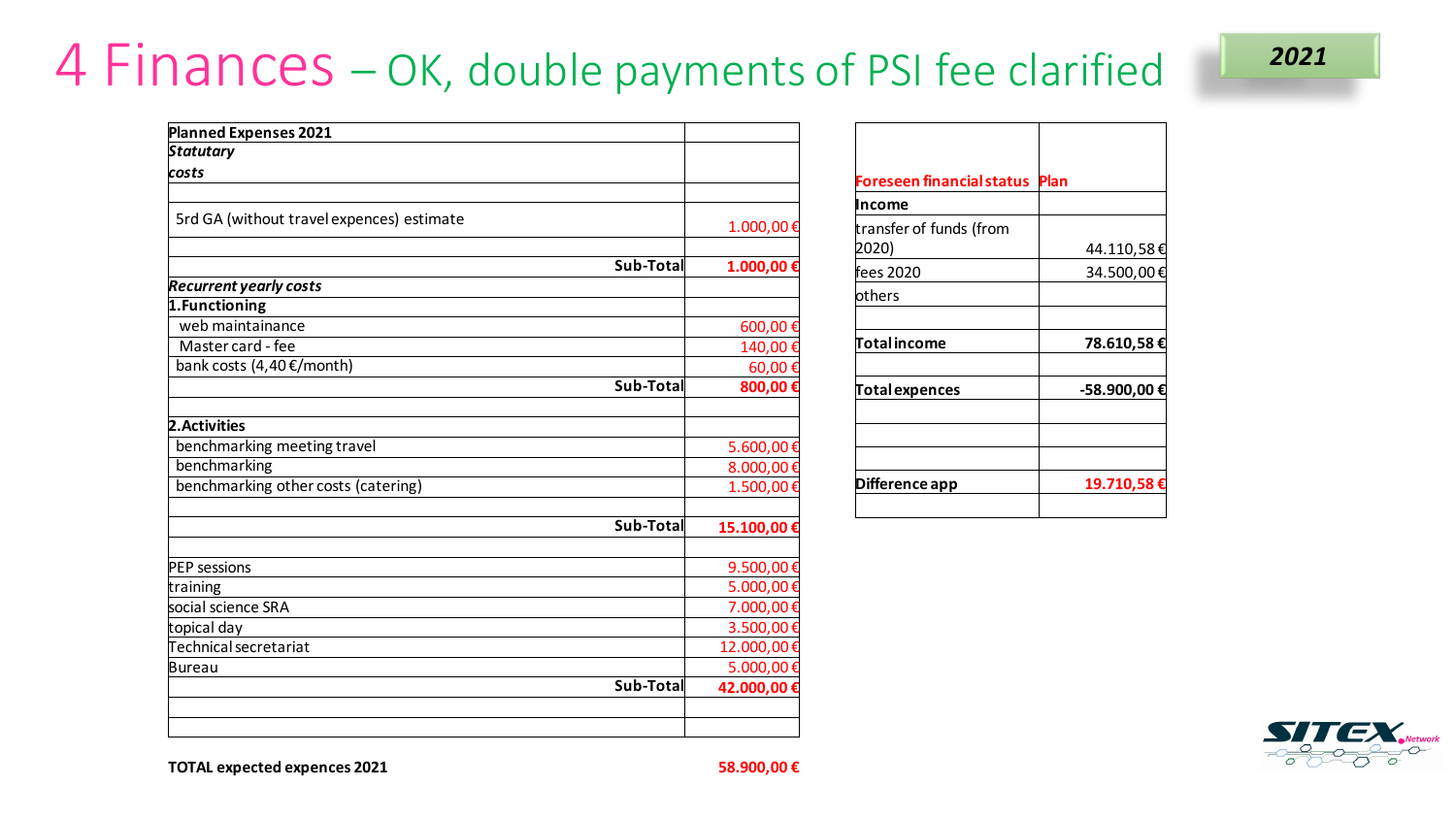# 4 Finances – OK, double payments of PSI fee clarified

2021

| Planned Expenses 2021 | |
|---|---|
| ***Statutary costs*** | |
| | |
| 5rd GA (without travel expences) estimate | 1.000,00 € |
| | |
| **Sub-Total** | **1.000,00 €** |
| ***Recurrent yearly costs*** | |
| **1.Functioning** | |
| web maintainance | 600,00 € |
| Master card - fee | 140,00 € |
| bank costs (4,40 €/month) | 60,00 € |
| **Sub-Total** | **800,00 €** |
| | |
| **2.Activities** | |
| benchmarking meeting travel | 5.600,00 € |
| benchmarking | 8.000,00 € |
| benchmarking other costs (catering) | 1.500,00 € |
| | |
| **Sub-Total** | **15.100,00 €** |
| | |
| PEP sessions | 9.500,00 € |
| training | 5.000,00 € |
| social science SRA | 7.000,00 € |
| topical day | 3.500,00 € |
| Technical secretariat | 12.000,00 € |
| Bureau | 5.000,00 € |
| **Sub-Total** | **42.000,00 €** |
| | |
| | |

**TOTAL expected expences 2021** **58.900,00 €**

| Foreseen financial status | Plan |
|---|---|
| **Income** | |
| transfer of funds (from 2020) | 44.110,58 € |
| fees 2020 | 34.500,00 € |
| others | |
| | |
| **Total income** | **78.610,58 €** |
| | |
| **Total expences** | **-58.900,00 €** |
| | |
| | |
| **Difference app** | **19.710,58 €** |
| | |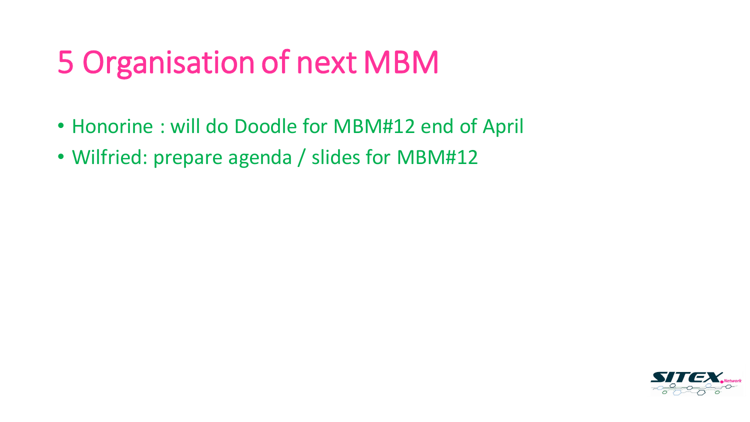# 5 Organisation of next MBM

- Honorine : will do Doodle for MBM#12 end of April
- Wilfried: prepare agenda / slides for MBM#12